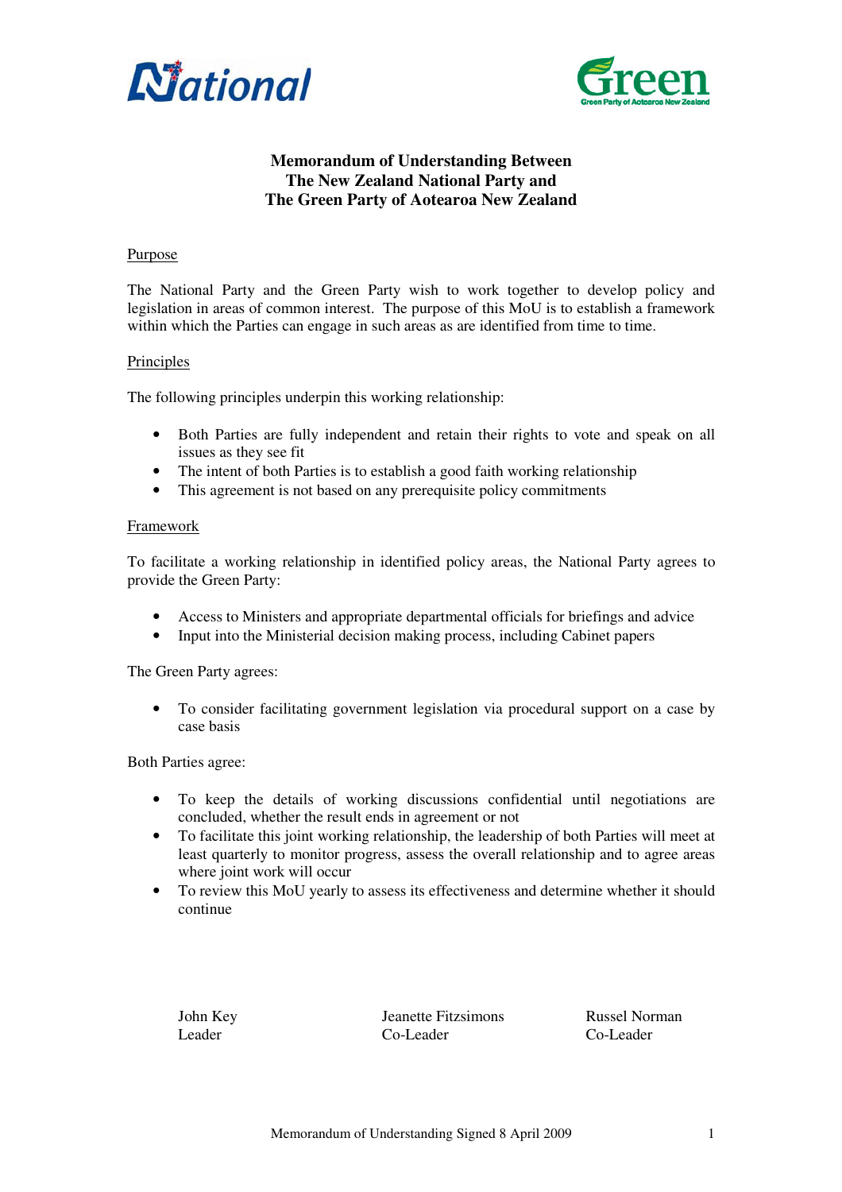# Memorandum of Understanding Between The New Zealand National Party and The Green Party of Aotearoa New Zealand

## Purpose

The National Party and the Green Party wish to work together to develop policy and legislation in areas of common interest. The purpose of this MoU is to establish a framework within which the Parties can engage in such areas as are identified from time to time.

## Principles

The following principles underpin this working relationship:

- Both Parties are fully independent and retain their rights to vote and speak on all issues as they see fit
- The intent of both Parties is to establish a good faith working relationship
- This agreement is not based on any prerequisite policy commitments

## Framework

To facilitate a working relationship in identified policy areas, the National Party agrees to provide the Green Party:

- Access to Ministers and appropriate departmental officials for briefings and advice
- Input into the Ministerial decision making process, including Cabinet papers

The Green Party agrees:

- To consider facilitating government legislation via procedural support on a case by case basis

Both Parties agree:

- To keep the details of working discussions confidential until negotiations are concluded, whether the result ends in agreement or not
- To facilitate this joint working relationship, the leadership of both Parties will meet at least quarterly to monitor progress, assess the overall relationship and to agree areas where joint work will occur
- To review this MoU yearly to assess its effectiveness and determine whether it should continue

| John Key | Jeanette Fitzsimons | Russel Norman |
|---|---|---|
| Leader | Co-Leader | Co-Leader |

Memorandum of Understanding Signed 8 April 2009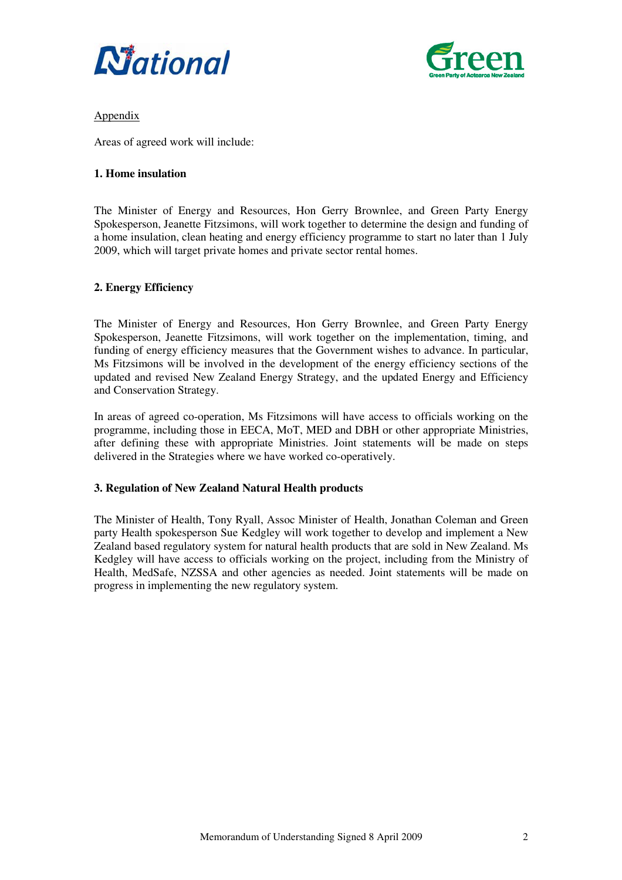Appendix

Areas of agreed work will include:

**1. Home insulation**

The Minister of Energy and Resources, Hon Gerry Brownlee, and Green Party Energy Spokesperson, Jeanette Fitzsimons, will work together to determine the design and funding of a home insulation, clean heating and energy efficiency programme to start no later than 1 July 2009, which will target private homes and private sector rental homes.

**2. Energy Efficiency**

The Minister of Energy and Resources, Hon Gerry Brownlee, and Green Party Energy Spokesperson, Jeanette Fitzsimons, will work together on the implementation, timing, and funding of energy efficiency measures that the Government wishes to advance. In particular, Ms Fitzsimons will be involved in the development of the energy efficiency sections of the updated and revised New Zealand Energy Strategy, and the updated Energy and Efficiency and Conservation Strategy.

In areas of agreed co-operation, Ms Fitzsimons will have access to officials working on the programme, including those in EECA, MoT, MED and DBH or other appropriate Ministries, after defining these with appropriate Ministries. Joint statements will be made on steps delivered in the Strategies where we have worked co-operatively.

**3. Regulation of New Zealand Natural Health products**

The Minister of Health, Tony Ryall, Assoc Minister of Health, Jonathan Coleman and Green party Health spokesperson Sue Kedgley will work together to develop and implement a New Zealand based regulatory system for natural health products that are sold in New Zealand. Ms Kedgley will have access to officials working on the project, including from the Ministry of Health, MedSafe, NZSSA and other agencies as needed. Joint statements will be made on progress in implementing the new regulatory system.